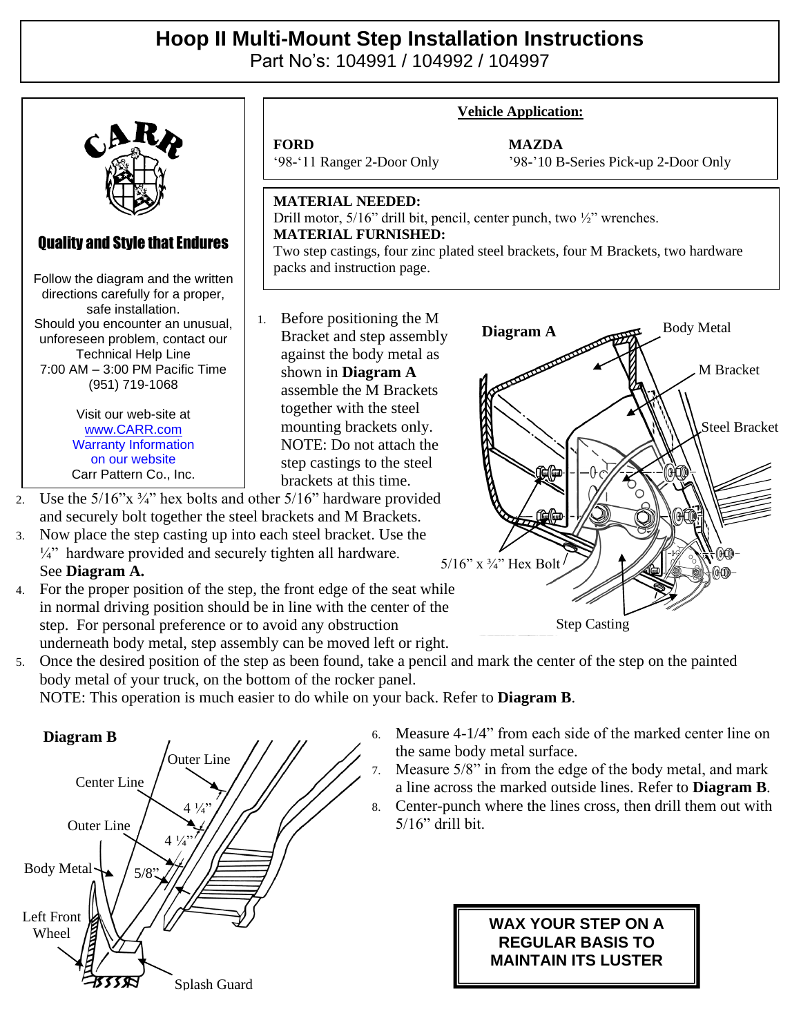# Hoop II Multi-Mount Step Installation Instructions

Part No's: 104991 / 104992 / 104997

CARR

**Quality and Style that Endures**

Follow the diagram and the written directions carefully for a proper, safe installation.
Should you encounter an unusual, unforeseen problem, contact our Technical Help Line
7:00 AM – 3:00 PM Pacific Time
(951) 719-1068

Visit our web-site at
www.CARR.com
Warranty Information on our website
Carr Pattern Co., Inc.

**Vehicle Application:**

| FORD | MAZDA |
|---|---|
| '98-'11 Ranger 2-Door Only | '98-'10 B-Series Pick-up 2-Door Only |

**MATERIAL NEEDED:**
Drill motor, 5/16" drill bit, pencil, center punch, two ½" wrenches.

**MATERIAL FURNISHED:**
Two step castings, four zinc plated steel brackets, four M Brackets, two hardware packs and instruction page.

1. Before positioning the M Bracket and step assembly against the body metal as shown in **Diagram A** assemble the M Brackets together with the steel mounting brackets only. NOTE: Do not attach the step castings to the steel brackets at this time.
2. Use the 5/16"x ¾" hex bolts and other 5/16" hardware provided and securely bolt together the steel brackets and M Brackets.
3. Now place the step casting up into each steel bracket. Use the ¼" hardware provided and securely tighten all hardware. See **Diagram A.**
4. For the proper position of the step, the front edge of the seat while in normal driving position should be in line with the center of the step. For personal preference or to avoid any obstruction underneath body metal, step assembly can be moved left or right.
5. Once the desired position of the step as been found, take a pencil and mark the center of the step on the painted body metal of your truck, on the bottom of the rocker panel.
   NOTE: This operation is much easier to do while on your back. Refer to **Diagram B**.

**Diagram A** — Body Metal, M Bracket, Steel Bracket, 5/16" x ¾" Hex Bolt, Step Casting

**Diagram B** — Outer Line, Center Line, 4 ¼", 4 ¼", Outer Line, Body Metal, 5/8", Left Front Wheel, Splash Guard

6. Measure 4-1/4" from each side of the marked center line on the same body metal surface.
7. Measure 5/8" in from the edge of the body metal, and mark a line across the marked outside lines. Refer to **Diagram B**.
8. Center-punch where the lines cross, then drill them out with 5/16" drill bit.

**WAX YOUR STEP ON A REGULAR BASIS TO MAINTAIN ITS LUSTER**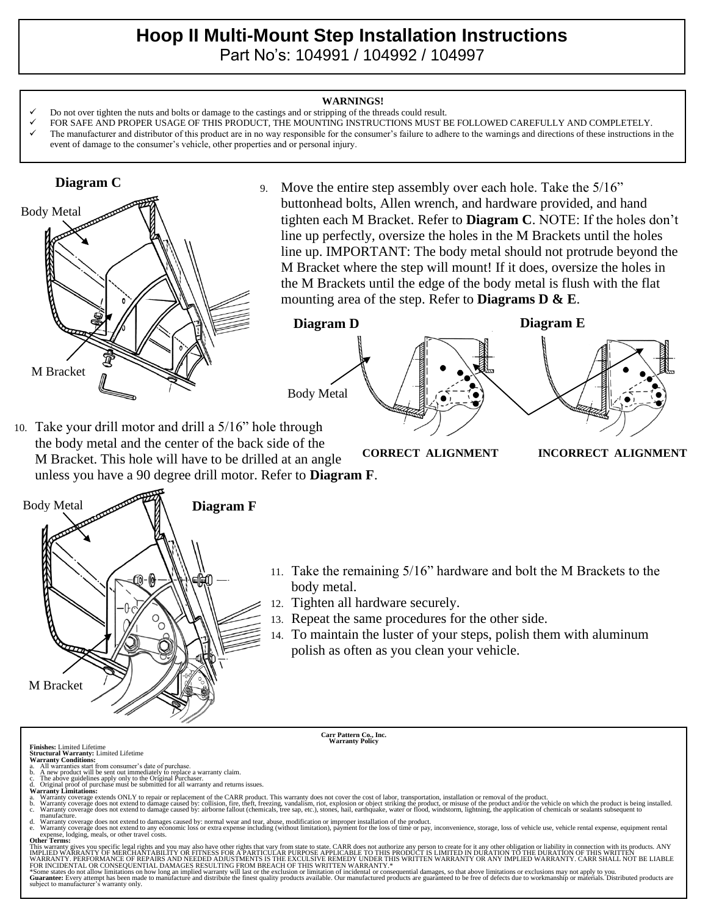# Hoop II Multi-Mount Step Installation Instructions

Part No's: 104991 / 104992 / 104997

**WARNINGS!**

- ✓ Do not over tighten the nuts and bolts or damage to the castings and or stripping of the threads could result.
- ✓ FOR SAFE AND PROPER USAGE OF THIS PRODUCT, THE MOUNTING INSTRUCTIONS MUST BE FOLLOWED CAREFULLY AND COMPLETELY.
- ✓ The manufacturer and distributor of this product are in no way responsible for the consumer's failure to adhere to the warnings and directions of these instructions in the event of damage to the consumer's vehicle, other properties and or personal injury.

**Diagram C**

Body Metal

M Bracket

9. Move the entire step assembly over each hole. Take the 5/16" buttonhead bolts, Allen wrench, and hardware provided, and hand tighten each M Bracket. Refer to **Diagram C**. NOTE: If the holes don't line up perfectly, oversize the holes in the M Brackets until the holes line up. IMPORTANT: The body metal should not protrude beyond the M Bracket where the step will mount! If it does, oversize the holes in the M Brackets until the edge of the body metal is flush with the flat mounting area of the step. Refer to **Diagrams D & E**.

**Diagram D**

Body Metal

**CORRECT ALIGNMENT**

**Diagram E**

**INCORRECT ALIGNMENT**

10. Take your drill motor and drill a 5/16" hole through the body metal and the center of the back side of the M Bracket. This hole will have to be drilled at an angle unless you have a 90 degree drill motor. Refer to **Diagram F**.

**Diagram F**

Body Metal

M Bracket

11. Take the remaining 5/16" hardware and bolt the M Brackets to the body metal.
12. Tighten all hardware securely.
13. Repeat the same procedures for the other side.
14. To maintain the luster of your steps, polish them with aluminum polish as often as you clean your vehicle.

**Carr Pattern Co., Inc.**
**Warranty Policy**

**Finishes:** Limited Lifetime
**Structural Warranty:** Limited Lifetime
**Warranty Conditions:**

a. All warranties start from consumer's date of purchase.
b. A new product will be sent out immediately to replace a warranty claim.
c. The above guidelines apply only to the Original Purchaser.
d. Original proof of purchase must be submitted for all warranty and returns issues.

**Warranty Limitations:**

a. Warranty coverage extends ONLY to repair or replacement of the CARR product. This warranty does not cover the cost of labor, transportation, installation or removal of the product.
b. Warranty coverage does not extend to damage caused by: collision, fire, theft, freezing, vandalism, riot, explosion or object striking the product, or misuse of the product and/or the vehicle on which the product is being installed.
c. Warranty coverage does not extend to damage caused by: airborne fallout (chemicals, tree sap, etc.), stones, hail, earthquake, water or flood, windstorm, lightning, the application of chemicals or sealants subsequent to manufacture.
d. Warranty coverage does not extend to damages caused by: normal wear and tear, abuse, modification or improper installation of the product.
e. Warranty coverage does not extend to any economic loss or extra expense including (without limitation), payment for the loss of time or pay, inconvenience, storage, loss of vehicle use, vehicle rental expense, equipment rental expense, lodging, meals, or other travel costs.

**Other Terms:**

This warranty gives you specific legal rights and you may also have other rights that vary from state to state. CARR does not authorize any person to create for it any other obligation or liability in connection with its products. ANY IMPLIED WARRANTY OF MERCHANTABILITY OR FITNESS FOR A PARTICULAR PURPOSE APPLICABLE TO THIS PRODUCT IS LIMITED IN DURATION TO THE DURATION OF THIS WRITTEN WARRANTY. PERFORMANCE OF REPAIRS AND NEEDED ADJUSTMENTS IS THE EXCULSIVE REMEDY UNDER THIS WRITTEN WARRANTY OR ANY IMPLIED WARRANTY. CARR SHALL NOT BE LIABLE FOR INCIDENTAL OR CONSEQUENTIAL DAMAGES RESULTING FROM BREACH OF THIS WRITTEN WARRANTY.*
*Some states do not allow limitations on how long an implied warranty will last or the exclusion or limitation of incidental or consequential damages, so that above limitations or exclusions may not apply to you.
**Guarantee:** Every attempt has been made to manufacture and distribute the finest quality products available. Our manufactured products are guaranteed to be free of defects due to workmanship or materials. Distributed products are subject to manufacturer's warranty only.